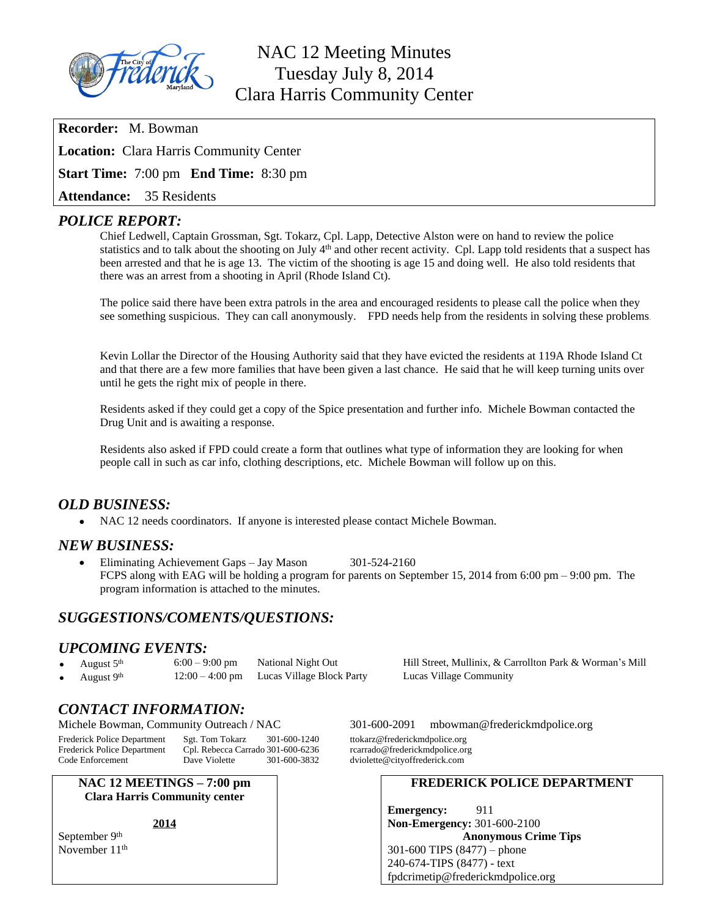# NAC 12 Meeting Minutes
## Tuesday July 8, 2014
## Clara Harris Community Center

**Recorder:** M. Bowman

**Location:** Clara Harris Community Center

**Start Time:** 7:00 pm **End Time:** 8:30 pm

**Attendance:** 35 Residents

## *POLICE REPORT:*

Chief Ledwell, Captain Grossman, Sgt. Tokarz, Cpl. Lapp, Detective Alston were on hand to review the police statistics and to talk about the shooting on July 4th and other recent activity. Cpl. Lapp told residents that a suspect has been arrested and that he is age 13. The victim of the shooting is age 15 and doing well. He also told residents that there was an arrest from a shooting in April (Rhode Island Ct).

The police said there have been extra patrols in the area and encouraged residents to please call the police when they see something suspicious. They can call anonymously. FPD needs help from the residents in solving these problems.

Kevin Lollar the Director of the Housing Authority said that they have evicted the residents at 119A Rhode Island Ct and that there are a few more families that have been given a last chance. He said that he will keep turning units over until he gets the right mix of people in there.

Residents asked if they could get a copy of the Spice presentation and further info. Michele Bowman contacted the Drug Unit and is awaiting a response.

Residents also asked if FPD could create a form that outlines what type of information they are looking for when people call in such as car info, clothing descriptions, etc. Michele Bowman will follow up on this.

## *OLD BUSINESS:*

- NAC 12 needs coordinators. If anyone is interested please contact Michele Bowman.

## *NEW BUSINESS:*

- Eliminating Achievement Gaps – Jay Mason 301-524-2160
  FCPS along with EAG will be holding a program for parents on September 15, 2014 from 6:00 pm – 9:00 pm. The program information is attached to the minutes.

## *SUGGESTIONS/COMENTS/QUESTIONS:*

## *UPCOMING EVENTS:*

- August 5th | 6:00 – 9:00 pm | National Night Out | Hill Street, Mullinix, & Carrollton Park & Worman's Mill
- August 9th | 12:00 – 4:00 pm | Lucas Village Block Party | Lucas Village Community

## *CONTACT INFORMATION:*

Michele Bowman, Community Outreach / NAC 301-600-2091 mbowman@frederickmdpolice.org

| | | | |
|---|---|---|---|
| Frederick Police Department | Sgt. Tom Tokarz | 301-600-1240 | ttokarz@frederickmdpolice.org |
| Frederick Police Department | Cpl. Rebecca Carrado | 301-600-6236 | rcarrado@frederickmdpolice.org |
| Code Enforcement | Dave Violette | 301-600-3832 | dviolette@cityoffrederick.com |

**NAC 12 MEETINGS – 7:00 pm**
**Clara Harris Community center**

**2014**

September 9th
November 11th

**FREDERICK POLICE DEPARTMENT**

**Emergency:** 911
**Non-Emergency:** 301-600-2100
**Anonymous Crime Tips**
301-600 TIPS (8477) – phone
240-674-TIPS (8477) - text
fpdcrimetip@frederickmdpolice.org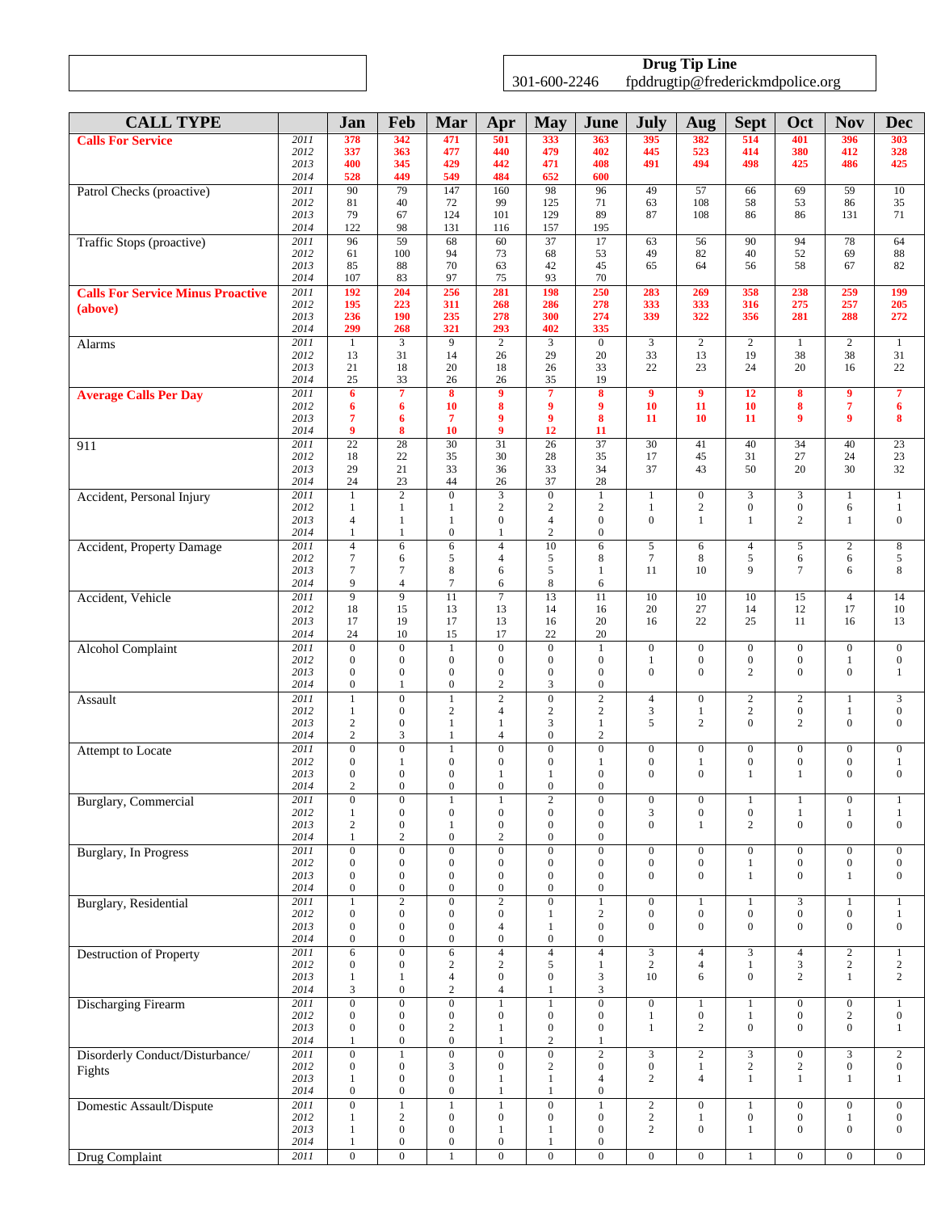| | Drug Tip Line |
|---|---|
| | 301-600-2246 fpddrugtip@frederickmdpolice.org |

| CALL TYPE | | Jan | Feb | Mar | Apr | May | June | July | Aug | Sept | Oct | Nov | Dec |
|---|---|---|---|---|---|---|---|---|---|---|---|---|---|
| **Calls For Service** | 2011 | **378** | **342** | **471** | **501** | **333** | **363** | **395** | **382** | **514** | **401** | **396** | **303** |
| | 2012 | **337** | **363** | **477** | **440** | **479** | **402** | **445** | **523** | **414** | **380** | **412** | **328** |
| | 2013 | **400** | **345** | **429** | **442** | **471** | **408** | **491** | **494** | **498** | **425** | **486** | **425** |
| | 2014 | **528** | **449** | **549** | **484** | **652** | **600** | | | | | | |
| Patrol Checks (proactive) | 2011 | 90 | 79 | 147 | 160 | 98 | 96 | 49 | 57 | 66 | 69 | 59 | 10 |
| | 2012 | 81 | 40 | 72 | 99 | 125 | 71 | 63 | 108 | 58 | 53 | 86 | 35 |
| | 2013 | 79 | 67 | 124 | 101 | 129 | 89 | 87 | 108 | 86 | 86 | 131 | 71 |
| | 2014 | 122 | 98 | 131 | 116 | 157 | 195 | | | | | | |
| Traffic Stops (proactive) | 2011 | 96 | 59 | 68 | 60 | 37 | 17 | 63 | 56 | 90 | 94 | 78 | 64 |
| | 2012 | 61 | 100 | 94 | 73 | 68 | 53 | 49 | 82 | 40 | 52 | 69 | 88 |
| | 2013 | 85 | 88 | 70 | 63 | 42 | 45 | 65 | 64 | 56 | 58 | 67 | 82 |
| | 2014 | 107 | 83 | 97 | 75 | 93 | 70 | | | | | | |
| **Calls For Service Minus Proactive (above)** | 2011 | **192** | **204** | **256** | **281** | **198** | **250** | **283** | **269** | **358** | **238** | **259** | **199** |
| | 2012 | **195** | **223** | **311** | **268** | **286** | **278** | **333** | **333** | **316** | **275** | **257** | **205** |
| | 2013 | **236** | **190** | **235** | **278** | **300** | **274** | **339** | **322** | **356** | **281** | **288** | **272** |
| | 2014 | **299** | **268** | **321** | **293** | **402** | **335** | | | | | | |
| Alarms | 2011 | 1 | 3 | 9 | 2 | 3 | 0 | 3 | 2 | 2 | 1 | 2 | 1 |
| | 2012 | 13 | 31 | 14 | 26 | 29 | 20 | 33 | 13 | 19 | 38 | 38 | 31 |
| | 2013 | 21 | 18 | 20 | 18 | 26 | 33 | 22 | 23 | 24 | 20 | 16 | 22 |
| | 2014 | 25 | 33 | 26 | 26 | 35 | 19 | | | | | | |
| **Average Calls Per Day** | 2011 | **6** | **7** | **8** | **9** | **7** | **8** | **9** | **9** | **12** | **8** | **9** | **7** |
| | 2012 | **6** | **6** | **10** | **8** | **9** | **9** | **10** | **11** | **10** | **8** | **7** | **6** |
| | 2013 | **7** | **6** | **7** | **9** | **9** | **8** | **11** | **10** | **11** | **9** | **9** | **8** |
| | 2014 | **9** | **8** | **10** | **9** | **12** | **11** | | | | | | |
| 911 | 2011 | 22 | 28 | 30 | 31 | 26 | 37 | 30 | 41 | 40 | 34 | 40 | 23 |
| | 2012 | 18 | 22 | 35 | 30 | 28 | 35 | 17 | 45 | 31 | 27 | 24 | 23 |
| | 2013 | 29 | 21 | 33 | 36 | 33 | 34 | 37 | 43 | 50 | 20 | 30 | 32 |
| | 2014 | 24 | 23 | 44 | 26 | 37 | 28 | | | | | | |
| Accident, Personal Injury | 2011 | 1 | 2 | 0 | 3 | 0 | 1 | 1 | 0 | 3 | 3 | 1 | 1 |
| | 2012 | 1 | 1 | 1 | 2 | 2 | 2 | 1 | 2 | 0 | 0 | 6 | 1 |
| | 2013 | 4 | 1 | 1 | 0 | 4 | 0 | 0 | 1 | 1 | 2 | 1 | 0 |
| | 2014 | 1 | 1 | 0 | 1 | 2 | 0 | | | | | | |
| Accident, Property Damage | 2011 | 4 | 6 | 6 | 4 | 10 | 6 | 5 | 6 | 4 | 5 | 2 | 8 |
| | 2012 | 7 | 6 | 5 | 4 | 5 | 8 | 7 | 8 | 5 | 6 | 6 | 5 |
| | 2013 | 7 | 7 | 8 | 6 | 5 | 1 | 11 | 10 | 9 | 7 | 6 | 8 |
| | 2014 | 9 | 4 | 7 | 6 | 8 | 6 | | | | | | |
| Accident, Vehicle | 2011 | 9 | 9 | 11 | 7 | 13 | 11 | 10 | 10 | 10 | 15 | 4 | 14 |
| | 2012 | 18 | 15 | 13 | 13 | 14 | 16 | 20 | 27 | 14 | 12 | 17 | 10 |
| | 2013 | 17 | 19 | 17 | 13 | 16 | 20 | 16 | 22 | 25 | 11 | 16 | 13 |
| | 2014 | 24 | 10 | 15 | 17 | 22 | 20 | | | | | | |
| Alcohol Complaint | 2011 | 0 | 0 | 1 | 0 | 0 | 1 | 0 | 0 | 0 | 0 | 0 | 0 |
| | 2012 | 0 | 0 | 0 | 0 | 0 | 0 | 1 | 0 | 0 | 0 | 1 | 0 |
| | 2013 | 0 | 0 | 0 | 0 | 0 | 0 | 0 | 0 | 2 | 0 | 0 | 1 |
| | 2014 | 0 | 1 | 0 | 2 | 3 | 0 | | | | | | |
| Assault | 2011 | 1 | 0 | 1 | 2 | 0 | 2 | 4 | 0 | 2 | 2 | 1 | 3 |
| | 2012 | 1 | 0 | 2 | 4 | 2 | 2 | 3 | 1 | 2 | 0 | 1 | 0 |
| | 2013 | 2 | 0 | 1 | 1 | 3 | 1 | 5 | 2 | 0 | 2 | 0 | 0 |
| | 2014 | 2 | 3 | 1 | 4 | 0 | 2 | | | | | | |
| Attempt to Locate | 2011 | 0 | 0 | 1 | 0 | 0 | 0 | 0 | 0 | 0 | 0 | 0 | 0 |
| | 2012 | 0 | 1 | 0 | 0 | 0 | 1 | 0 | 1 | 0 | 0 | 0 | 1 |
| | 2013 | 0 | 0 | 0 | 1 | 1 | 0 | 0 | 0 | 1 | 1 | 0 | 0 |
| | 2014 | 2 | 0 | 0 | 0 | 0 | 0 | | | | | | |
| Burglary, Commercial | 2011 | 0 | 0 | 1 | 1 | 2 | 0 | 0 | 0 | 1 | 1 | 0 | 1 |
| | 2012 | 1 | 0 | 0 | 0 | 0 | 0 | 3 | 0 | 0 | 1 | 1 | 1 |
| | 2013 | 2 | 0 | 1 | 0 | 0 | 0 | 0 | 1 | 2 | 0 | 0 | 0 |
| | 2014 | 1 | 2 | 0 | 2 | 0 | 0 | | | | | | |
| Burglary, In Progress | 2011 | 0 | 0 | 0 | 0 | 0 | 0 | 0 | 0 | 0 | 0 | 0 | 0 |
| | 2012 | 0 | 0 | 0 | 0 | 0 | 0 | 0 | 0 | 1 | 0 | 0 | 0 |
| | 2013 | 0 | 0 | 0 | 0 | 0 | 0 | 0 | 0 | 1 | 0 | 1 | 0 |
| | 2014 | 0 | 0 | 0 | 0 | 0 | 0 | | | | | | |
| Burglary, Residential | 2011 | 1 | 2 | 0 | 2 | 0 | 1 | 0 | 1 | 1 | 3 | 1 | 1 |
| | 2012 | 0 | 0 | 0 | 0 | 1 | 2 | 0 | 0 | 0 | 0 | 0 | 1 |
| | 2013 | 0 | 0 | 0 | 4 | 1 | 0 | 0 | 0 | 0 | 0 | 0 | 0 |
| | 2014 | 0 | 0 | 0 | 0 | 0 | 0 | | | | | | |
| Destruction of Property | 2011 | 6 | 0 | 6 | 4 | 4 | 4 | 3 | 4 | 3 | 4 | 2 | 1 |
| | 2012 | 0 | 0 | 2 | 2 | 5 | 1 | 2 | 4 | 1 | 3 | 2 | 2 |
| | 2013 | 1 | 1 | 4 | 0 | 0 | 3 | 10 | 6 | 0 | 2 | 1 | 2 |
| | 2014 | 3 | 0 | 2 | 4 | 1 | 3 | | | | | | |
| Discharging Firearm | 2011 | 0 | 0 | 0 | 1 | 1 | 0 | 0 | 1 | 1 | 0 | 0 | 1 |
| | 2012 | 0 | 0 | 0 | 0 | 0 | 0 | 1 | 0 | 1 | 0 | 2 | 0 |
| | 2013 | 0 | 0 | 2 | 1 | 0 | 0 | 1 | 2 | 0 | 0 | 0 | 1 |
| | 2014 | 1 | 0 | 0 | 1 | 2 | 1 | | | | | | |
| Disorderly Conduct/Disturbance/ Fights | 2011 | 0 | 1 | 0 | 0 | 0 | 2 | 3 | 2 | 3 | 0 | 3 | 2 |
| | 2012 | 0 | 0 | 3 | 0 | 2 | 0 | 0 | 1 | 2 | 2 | 0 | 0 |
| | 2013 | 1 | 0 | 0 | 1 | 1 | 4 | 2 | 4 | 1 | 1 | 1 | 1 |
| | 2014 | 0 | 0 | 0 | 1 | 1 | 0 | | | | | | |
| Domestic Assault/Dispute | 2011 | 0 | 1 | 1 | 1 | 0 | 1 | 2 | 0 | 1 | 0 | 0 | 0 |
| | 2012 | 1 | 2 | 0 | 0 | 0 | 0 | 2 | 1 | 0 | 0 | 1 | 0 |
| | 2013 | 1 | 0 | 0 | 1 | 1 | 0 | 2 | 0 | 1 | 0 | 0 | 0 |
| | 2014 | 1 | 0 | 0 | 0 | 1 | 0 | | | | | | |
| Drug Complaint | 2011 | 0 | 0 | 1 | 0 | 0 | 0 | 0 | 0 | 1 | 0 | 0 | 0 |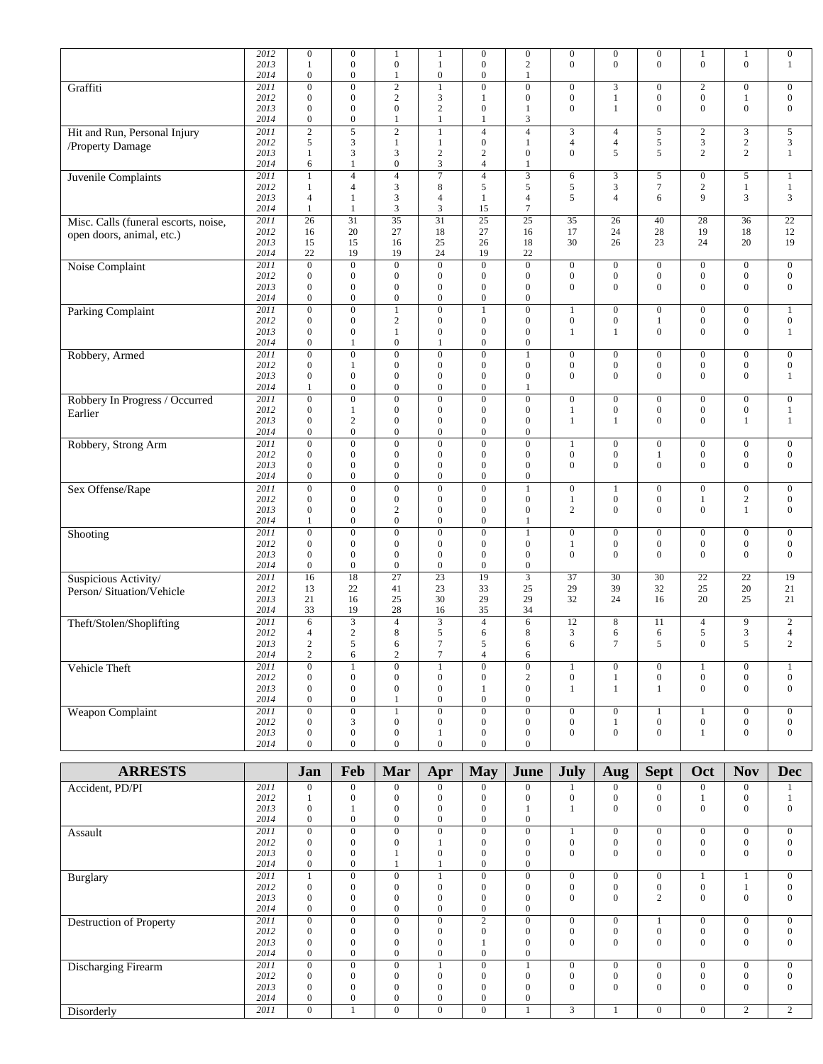| | | | | | | | | | | | | | |
|---|---|---|---|---|---|---|---|---|---|---|---|---|---|
| | 2012 | 0 | 0 | 1 | 1 | 0 | 0 | 0 | 0 | 0 | 1 | 1 | 0 |
| | 2013 | 1 | 0 | 0 | 1 | 0 | 2 | 0 | 0 | 0 | 0 | 0 | 1 |
| | 2014 | 0 | 0 | 1 | 0 | 0 | 1 | | | | | | |
| Graffiti | 2011 | 0 | 0 | 2 | 1 | 0 | 0 | 0 | 3 | 0 | 2 | 0 | 0 |
| | 2012 | 0 | 0 | 2 | 3 | 1 | 0 | 0 | 1 | 0 | 0 | 1 | 0 |
| | 2013 | 0 | 0 | 0 | 2 | 0 | 1 | 0 | 1 | 0 | 0 | 0 | 0 |
| | 2014 | 0 | 0 | 1 | 1 | 1 | 3 | | | | | | |
| Hit and Run, Personal Injury /Property Damage | 2011 | 2 | 5 | 2 | 1 | 4 | 4 | 3 | 4 | 5 | 2 | 3 | 5 |
| | 2012 | 5 | 3 | 1 | 1 | 0 | 1 | 4 | 4 | 5 | 3 | 2 | 3 |
| | 2013 | 1 | 3 | 3 | 2 | 2 | 0 | 0 | 5 | 5 | 2 | 2 | 1 |
| | 2014 | 6 | 1 | 0 | 3 | 4 | 1 | | | | | | |
| Juvenile Complaints | 2011 | 1 | 4 | 4 | 7 | 4 | 3 | 6 | 3 | 5 | 0 | 5 | 1 |
| | 2012 | 1 | 4 | 3 | 8 | 5 | 5 | 5 | 3 | 7 | 2 | 1 | 1 |
| | 2013 | 4 | 1 | 3 | 4 | 1 | 4 | 5 | 4 | 6 | 9 | 3 | 3 |
| | 2014 | 1 | 1 | 3 | 3 | 15 | 7 | | | | | | |
| Misc. Calls (funeral escorts, noise, open doors, animal, etc.) | 2011 | 26 | 31 | 35 | 31 | 25 | 25 | 35 | 26 | 40 | 28 | 36 | 22 |
| | 2012 | 16 | 20 | 27 | 18 | 27 | 16 | 17 | 24 | 28 | 19 | 18 | 12 |
| | 2013 | 15 | 15 | 16 | 25 | 26 | 18 | 30 | 26 | 23 | 24 | 20 | 19 |
| | 2014 | 22 | 19 | 19 | 24 | 19 | 22 | | | | | | |
| Noise Complaint | 2011 | 0 | 0 | 0 | 0 | 0 | 0 | 0 | 0 | 0 | 0 | 0 | 0 |
| | 2012 | 0 | 0 | 0 | 0 | 0 | 0 | 0 | 0 | 0 | 0 | 0 | 0 |
| | 2013 | 0 | 0 | 0 | 0 | 0 | 0 | 0 | 0 | 0 | 0 | 0 | 0 |
| | 2014 | 0 | 0 | 0 | 0 | 0 | 0 | | | | | | |
| Parking Complaint | 2011 | 0 | 0 | 1 | 0 | 1 | 0 | 1 | 0 | 0 | 0 | 0 | 1 |
| | 2012 | 0 | 0 | 2 | 0 | 0 | 0 | 0 | 0 | 1 | 0 | 0 | 0 |
| | 2013 | 0 | 0 | 1 | 0 | 0 | 0 | 1 | 1 | 0 | 0 | 0 | 1 |
| | 2014 | 0 | 1 | 0 | 1 | 0 | 0 | | | | | | |
| Robbery, Armed | 2011 | 0 | 0 | 0 | 0 | 0 | 1 | 0 | 0 | 0 | 0 | 0 | 0 |
| | 2012 | 0 | 1 | 0 | 0 | 0 | 0 | 0 | 0 | 0 | 0 | 0 | 0 |
| | 2013 | 0 | 0 | 0 | 0 | 0 | 0 | 0 | 0 | 0 | 0 | 0 | 1 |
| | 2014 | 1 | 0 | 0 | 0 | 0 | 1 | | | | | | |
| Robbery In Progress / Occurred Earlier | 2011 | 0 | 0 | 0 | 0 | 0 | 0 | 0 | 0 | 0 | 0 | 0 | 0 |
| | 2012 | 0 | 1 | 0 | 0 | 0 | 0 | 1 | 0 | 0 | 0 | 0 | 1 |
| | 2013 | 0 | 2 | 0 | 0 | 0 | 0 | 1 | 1 | 0 | 0 | 1 | 1 |
| | 2014 | 0 | 0 | 0 | 0 | 0 | 0 | | | | | | |
| Robbery, Strong Arm | 2011 | 0 | 0 | 0 | 0 | 0 | 0 | 1 | 0 | 0 | 0 | 0 | 0 |
| | 2012 | 0 | 0 | 0 | 0 | 0 | 0 | 0 | 0 | 1 | 0 | 0 | 0 |
| | 2013 | 0 | 0 | 0 | 0 | 0 | 0 | 0 | 0 | 0 | 0 | 0 | 0 |
| | 2014 | 0 | 0 | 0 | 0 | 0 | 0 | | | | | | |
| Sex Offense/Rape | 2011 | 0 | 0 | 0 | 0 | 0 | 1 | 0 | 1 | 0 | 0 | 0 | 0 |
| | 2012 | 0 | 0 | 0 | 0 | 0 | 0 | 1 | 0 | 0 | 1 | 2 | 0 |
| | 2013 | 0 | 0 | 2 | 0 | 0 | 0 | 2 | 0 | 0 | 0 | 1 | 0 |
| | 2014 | 1 | 0 | 0 | 0 | 0 | 1 | | | | | | |
| Shooting | 2011 | 0 | 0 | 0 | 0 | 0 | 1 | 0 | 0 | 0 | 0 | 0 | 0 |
| | 2012 | 0 | 0 | 0 | 0 | 0 | 0 | 1 | 0 | 0 | 0 | 0 | 0 |
| | 2013 | 0 | 0 | 0 | 0 | 0 | 0 | 0 | 0 | 0 | 0 | 0 | 0 |
| | 2014 | 0 | 0 | 0 | 0 | 0 | 0 | | | | | | |
| Suspicious Activity/ Person/ Situation/Vehicle | 2011 | 16 | 18 | 27 | 23 | 19 | 3 | 37 | 30 | 30 | 22 | 22 | 19 |
| | 2012 | 13 | 22 | 41 | 23 | 33 | 25 | 29 | 39 | 32 | 25 | 20 | 21 |
| | 2013 | 21 | 16 | 25 | 30 | 29 | 29 | 32 | 24 | 16 | 20 | 25 | 21 |
| | 2014 | 33 | 19 | 28 | 16 | 35 | 34 | | | | | | |
| Theft/Stolen/Shoplifting | 2011 | 6 | 3 | 4 | 3 | 4 | 6 | 12 | 8 | 11 | 4 | 9 | 2 |
| | 2012 | 4 | 2 | 8 | 5 | 6 | 8 | 3 | 6 | 6 | 5 | 3 | 4 |
| | 2013 | 2 | 5 | 6 | 7 | 5 | 6 | 6 | 7 | 5 | 0 | 5 | 2 |
| | 2014 | 2 | 6 | 2 | 7 | 4 | 6 | | | | | | |
| Vehicle Theft | 2011 | 0 | 1 | 0 | 1 | 0 | 0 | 1 | 0 | 0 | 1 | 0 | 1 |
| | 2012 | 0 | 0 | 0 | 0 | 0 | 2 | 0 | 1 | 0 | 0 | 0 | 0 |
| | 2013 | 0 | 0 | 0 | 0 | 1 | 0 | 1 | 1 | 1 | 0 | 0 | 0 |
| | 2014 | 0 | 0 | 1 | 0 | 0 | 0 | | | | | | |
| Weapon Complaint | 2011 | 0 | 0 | 1 | 0 | 0 | 0 | 0 | 0 | 1 | 1 | 0 | 0 |
| | 2012 | 0 | 3 | 0 | 0 | 0 | 0 | 0 | 1 | 0 | 0 | 0 | 0 |
| | 2013 | 0 | 0 | 0 | 1 | 0 | 0 | 0 | 0 | 0 | 1 | 0 | 0 |
| | 2014 | 0 | 0 | 0 | 0 | 0 | 0 | | | | | | |

| ARRESTS | | Jan | Feb | Mar | Apr | May | June | July | Aug | Sept | Oct | Nov | Dec |
|---|---|---|---|---|---|---|---|---|---|---|---|---|---|
| Accident, PD/PI | 2011 | 0 | 0 | 0 | 0 | 0 | 0 | 1 | 0 | 0 | 0 | 0 | 1 |
| | 2012 | 1 | 0 | 0 | 0 | 0 | 0 | 0 | 0 | 0 | 1 | 0 | 1 |
| | 2013 | 0 | 1 | 0 | 0 | 0 | 1 | 1 | 0 | 0 | 0 | 0 | 0 |
| | 2014 | 0 | 0 | 0 | 0 | 0 | 0 | | | | | | |
| Assault | 2011 | 0 | 0 | 0 | 0 | 0 | 0 | 1 | 0 | 0 | 0 | 0 | 0 |
| | 2012 | 0 | 0 | 0 | 1 | 0 | 0 | 0 | 0 | 0 | 0 | 0 | 0 |
| | 2013 | 0 | 0 | 1 | 0 | 0 | 0 | 0 | 0 | 0 | 0 | 0 | 0 |
| | 2014 | 0 | 0 | 1 | 1 | 0 | 0 | | | | | | |
| Burglary | 2011 | 1 | 0 | 0 | 1 | 0 | 0 | 0 | 0 | 0 | 1 | 1 | 0 |
| | 2012 | 0 | 0 | 0 | 0 | 0 | 0 | 0 | 0 | 0 | 0 | 1 | 0 |
| | 2013 | 0 | 0 | 0 | 0 | 0 | 0 | 0 | 0 | 2 | 0 | 0 | 0 |
| | 2014 | 0 | 0 | 0 | 0 | 0 | 0 | | | | | | |
| Destruction of Property | 2011 | 0 | 0 | 0 | 0 | 2 | 0 | 0 | 0 | 1 | 0 | 0 | 0 |
| | 2012 | 0 | 0 | 0 | 0 | 0 | 0 | 0 | 0 | 0 | 0 | 0 | 0 |
| | 2013 | 0 | 0 | 0 | 0 | 1 | 0 | 0 | 0 | 0 | 0 | 0 | 0 |
| | 2014 | 0 | 0 | 0 | 0 | 0 | 0 | | | | | | |
| Discharging Firearm | 2011 | 0 | 0 | 0 | 1 | 0 | 1 | 0 | 0 | 0 | 0 | 0 | 0 |
| | 2012 | 0 | 0 | 0 | 0 | 0 | 0 | 0 | 0 | 0 | 0 | 0 | 0 |
| | 2013 | 0 | 0 | 0 | 0 | 0 | 0 | 0 | 0 | 0 | 0 | 0 | 0 |
| | 2014 | 0 | 0 | 0 | 0 | 0 | 0 | | | | | | |
| Disorderly | 2011 | 0 | 1 | 0 | 0 | 0 | 1 | 3 | 1 | 0 | 0 | 2 | 2 |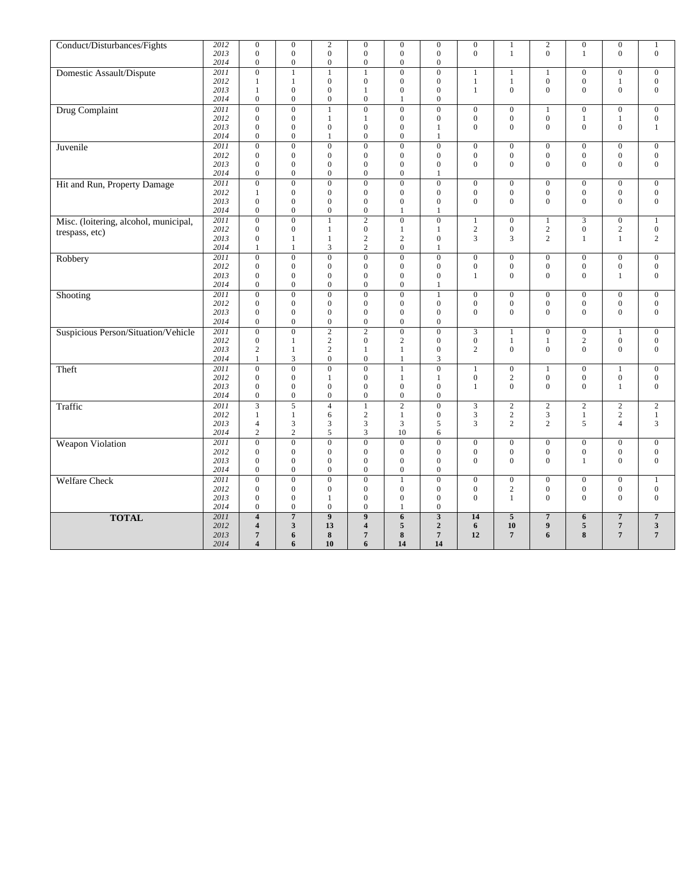| | | | | | | | | | | | | | |
|---|---|---|---|---|---|---|---|---|---|---|---|---|---|
| Conduct/Disturbances/Fights | *2012* | 0 | 0 | 2 | 0 | 0 | 0 | 0 | 1 | 2 | 0 | 0 | 1 |
| | *2013* | 0 | 0 | 0 | 0 | 0 | 0 | 0 | 1 | 0 | 1 | 0 | 0 |
| | *2014* | 0 | 0 | 0 | 0 | 0 | 0 | | | | | | |
| Domestic Assault/Dispute | *2011* | 0 | 1 | 1 | 1 | 0 | 0 | 1 | 1 | 1 | 0 | 0 | 0 |
| | *2012* | 1 | 1 | 0 | 0 | 0 | 0 | 1 | 1 | 0 | 0 | 1 | 0 |
| | *2013* | 1 | 0 | 0 | 1 | 0 | 0 | 1 | 0 | 0 | 0 | 0 | 0 |
| | *2014* | 0 | 0 | 0 | 0 | 1 | 0 | | | | | | |
| Drug Complaint | *2011* | 0 | 0 | 1 | 0 | 0 | 0 | 0 | 0 | 1 | 0 | 0 | 0 |
| | *2012* | 0 | 0 | 1 | 1 | 0 | 0 | 0 | 0 | 0 | 1 | 1 | 0 |
| | *2013* | 0 | 0 | 0 | 0 | 0 | 1 | 0 | 0 | 0 | 0 | 0 | 1 |
| | *2014* | 0 | 0 | 1 | 0 | 0 | 1 | | | | | | |
| Juvenile | *2011* | 0 | 0 | 0 | 0 | 0 | 0 | 0 | 0 | 0 | 0 | 0 | 0 |
| | *2012* | 0 | 0 | 0 | 0 | 0 | 0 | 0 | 0 | 0 | 0 | 0 | 0 |
| | *2013* | 0 | 0 | 0 | 0 | 0 | 0 | 0 | 0 | 0 | 0 | 0 | 0 |
| | *2014* | 0 | 0 | 0 | 0 | 0 | 1 | | | | | | |
| Hit and Run, Property Damage | *2011* | 0 | 0 | 0 | 0 | 0 | 0 | 0 | 0 | 0 | 0 | 0 | 0 |
| | *2012* | 1 | 0 | 0 | 0 | 0 | 0 | 0 | 0 | 0 | 0 | 0 | 0 |
| | *2013* | 0 | 0 | 0 | 0 | 0 | 0 | 0 | 0 | 0 | 0 | 0 | 0 |
| | *2014* | 0 | 0 | 0 | 0 | 1 | 1 | | | | | | |
| Misc. (loitering, alcohol, municipal, trespass, etc) | *2011* | 0 | 0 | 1 | 2 | 0 | 0 | 1 | 0 | 1 | 3 | 0 | 1 |
| | *2012* | 0 | 0 | 1 | 0 | 1 | 1 | 2 | 0 | 2 | 0 | 2 | 0 |
| | *2013* | 0 | 1 | 1 | 2 | 2 | 0 | 3 | 3 | 2 | 1 | 1 | 2 |
| | *2014* | 1 | 1 | 3 | 2 | 0 | 1 | | | | | | |
| Robbery | *2011* | 0 | 0 | 0 | 0 | 0 | 0 | 0 | 0 | 0 | 0 | 0 | 0 |
| | *2012* | 0 | 0 | 0 | 0 | 0 | 0 | 0 | 0 | 0 | 0 | 0 | 0 |
| | *2013* | 0 | 0 | 0 | 0 | 0 | 0 | 1 | 0 | 0 | 0 | 1 | 0 |
| | *2014* | 0 | 0 | 0 | 0 | 0 | 1 | | | | | | |
| Shooting | *2011* | 0 | 0 | 0 | 0 | 0 | 1 | 0 | 0 | 0 | 0 | 0 | 0 |
| | *2012* | 0 | 0 | 0 | 0 | 0 | 0 | 0 | 0 | 0 | 0 | 0 | 0 |
| | *2013* | 0 | 0 | 0 | 0 | 0 | 0 | 0 | 0 | 0 | 0 | 0 | 0 |
| | *2014* | 0 | 0 | 0 | 0 | 0 | 0 | | | | | | |
| Suspicious Person/Situation/Vehicle | *2011* | 0 | 0 | 2 | 2 | 0 | 0 | 3 | 1 | 0 | 0 | 1 | 0 |
| | *2012* | 0 | 1 | 2 | 0 | 2 | 0 | 0 | 1 | 1 | 2 | 0 | 0 |
| | *2013* | 2 | 1 | 2 | 1 | 1 | 0 | 2 | 0 | 0 | 0 | 0 | 0 |
| | *2014* | 1 | 3 | 0 | 0 | 1 | 3 | | | | | | |
| Theft | *2011* | 0 | 0 | 0 | 0 | 1 | 0 | 1 | 0 | 1 | 0 | 1 | 0 |
| | *2012* | 0 | 0 | 1 | 0 | 1 | 1 | 0 | 2 | 0 | 0 | 0 | 0 |
| | *2013* | 0 | 0 | 0 | 0 | 0 | 0 | 1 | 0 | 0 | 0 | 1 | 0 |
| | *2014* | 0 | 0 | 0 | 0 | 0 | 0 | | | | | | |
| Traffic | *2011* | 3 | 5 | 4 | 1 | 2 | 0 | 3 | 2 | 2 | 2 | 2 | 2 |
| | *2012* | 1 | 1 | 6 | 2 | 1 | 0 | 3 | 2 | 3 | 1 | 2 | 1 |
| | *2013* | 4 | 3 | 3 | 3 | 3 | 5 | 3 | 2 | 2 | 5 | 4 | 3 |
| | *2014* | 2 | 2 | 5 | 3 | 10 | 6 | | | | | | |
| Weapon Violation | *2011* | 0 | 0 | 0 | 0 | 0 | 0 | 0 | 0 | 0 | 0 | 0 | 0 |
| | *2012* | 0 | 0 | 0 | 0 | 0 | 0 | 0 | 0 | 0 | 0 | 0 | 0 |
| | *2013* | 0 | 0 | 0 | 0 | 0 | 0 | 0 | 0 | 0 | 1 | 0 | 0 |
| | *2014* | 0 | 0 | 0 | 0 | 0 | 0 | | | | | | |
| Welfare Check | *2011* | 0 | 0 | 0 | 0 | 1 | 0 | 0 | 0 | 0 | 0 | 0 | 1 |
| | *2012* | 0 | 0 | 0 | 0 | 0 | 0 | 0 | 2 | 0 | 0 | 0 | 0 |
| | *2013* | 0 | 0 | 1 | 0 | 0 | 0 | 0 | 1 | 0 | 0 | 0 | 0 |
| | *2014* | 0 | 0 | 0 | 0 | 1 | 0 | | | | | | |
| **TOTAL** | *2011* | **4** | **7** | **9** | **9** | **6** | **3** | **14** | **5** | **7** | **6** | **7** | **7** |
| | *2012* | **4** | **3** | **13** | **4** | **5** | **2** | **6** | **10** | **9** | **5** | **7** | **3** |
| | *2013* | **7** | **6** | **8** | **7** | **8** | **7** | **12** | **7** | **6** | **8** | **7** | **7** |
| | *2014* | **4** | **6** | **10** | **6** | **14** | **14** | | | | | | |